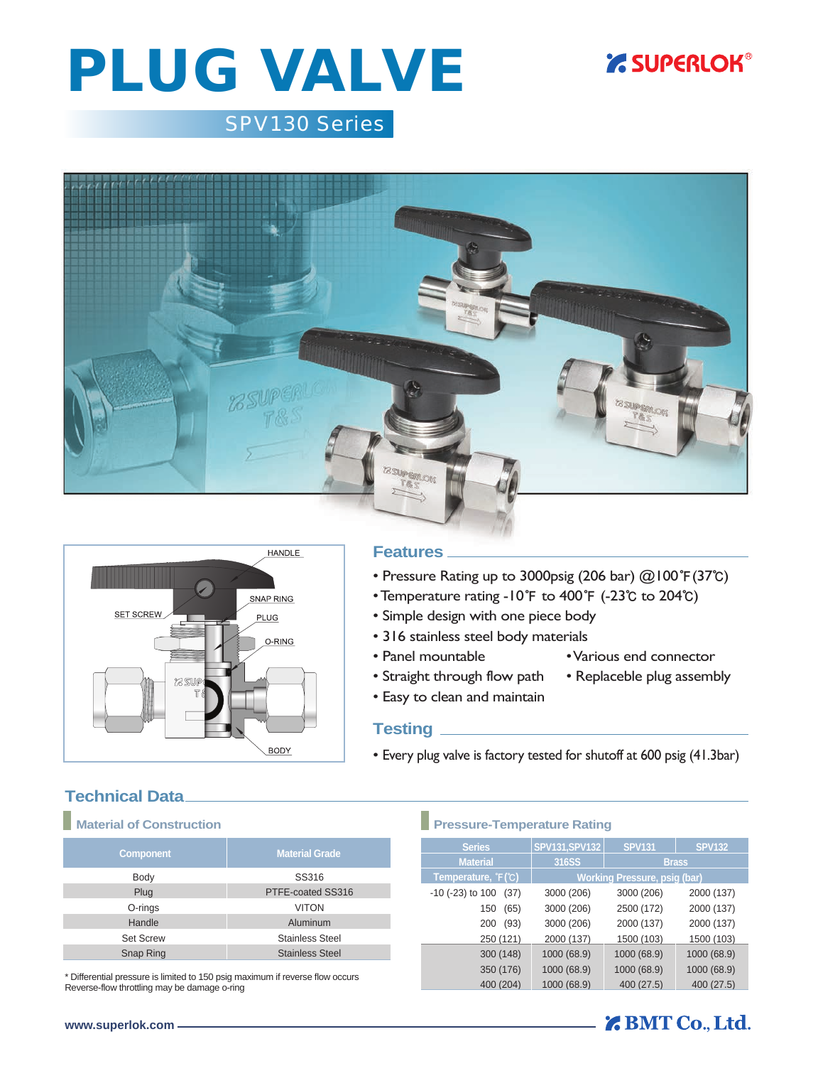# PLUG VALVE

SUPERLOK®

## SPV130 Series

HANDLE
SNAP RING
SET SCREW
PLUG
O-RING
BODY

## Features

- Pressure Rating up to 3000psig (206 bar) @100°F(37℃)
- Temperature rating -10°F to 400°F (-23℃ to 204℃)
- Simple design with one piece body
- 316 stainless steel body materials
- Panel mountable
- Various end connector
- Straight through flow path
- Replaceble plug assembly
- Easy to clean and maintain

## Testing

- Every plug valve is factory tested for shutoff at 600 psig (41.3bar)

## Technical Data

### Material of Construction

| Component | Material Grade |
|---|---|
| Body | SS316 |
| Plug | PTFE-coated SS316 |
| O-rings | VITON |
| Handle | Aluminum |
| Set Screw | Stainless Steel |
| Snap Ring | Stainless Steel |

* Differential pressure is limited to 150 psig maximum if reverse flow occurs
Reverse-flow throttling may be damage o-ring

### Pressure-Temperature Rating

| Series | SPV131,SPV132 | SPV131 | SPV132 |
|---|---|---|---|
| Material | 316SS | Brass | |
| Temperature, °F(℃) | Working Pressure, psig (bar) | | |
| -10 (-23) to 100 (37) | 3000 (206) | 3000 (206) | 2000 (137) |
| 150 (65) | 3000 (206) | 2500 (172) | 2000 (137) |
| 200 (93) | 3000 (206) | 2000 (137) | 2000 (137) |
| 250 (121) | 2000 (137) | 1500 (103) | 1500 (103) |
| 300 (148) | 1000 (68.9) | 1000 (68.9) | 1000 (68.9) |
| 350 (176) | 1000 (68.9) | 1000 (68.9) | 1000 (68.9) |
| 400 (204) | 1000 (68.9) | 400 (27.5) | 400 (27.5) |

www.superlok.com

BMT Co., Ltd.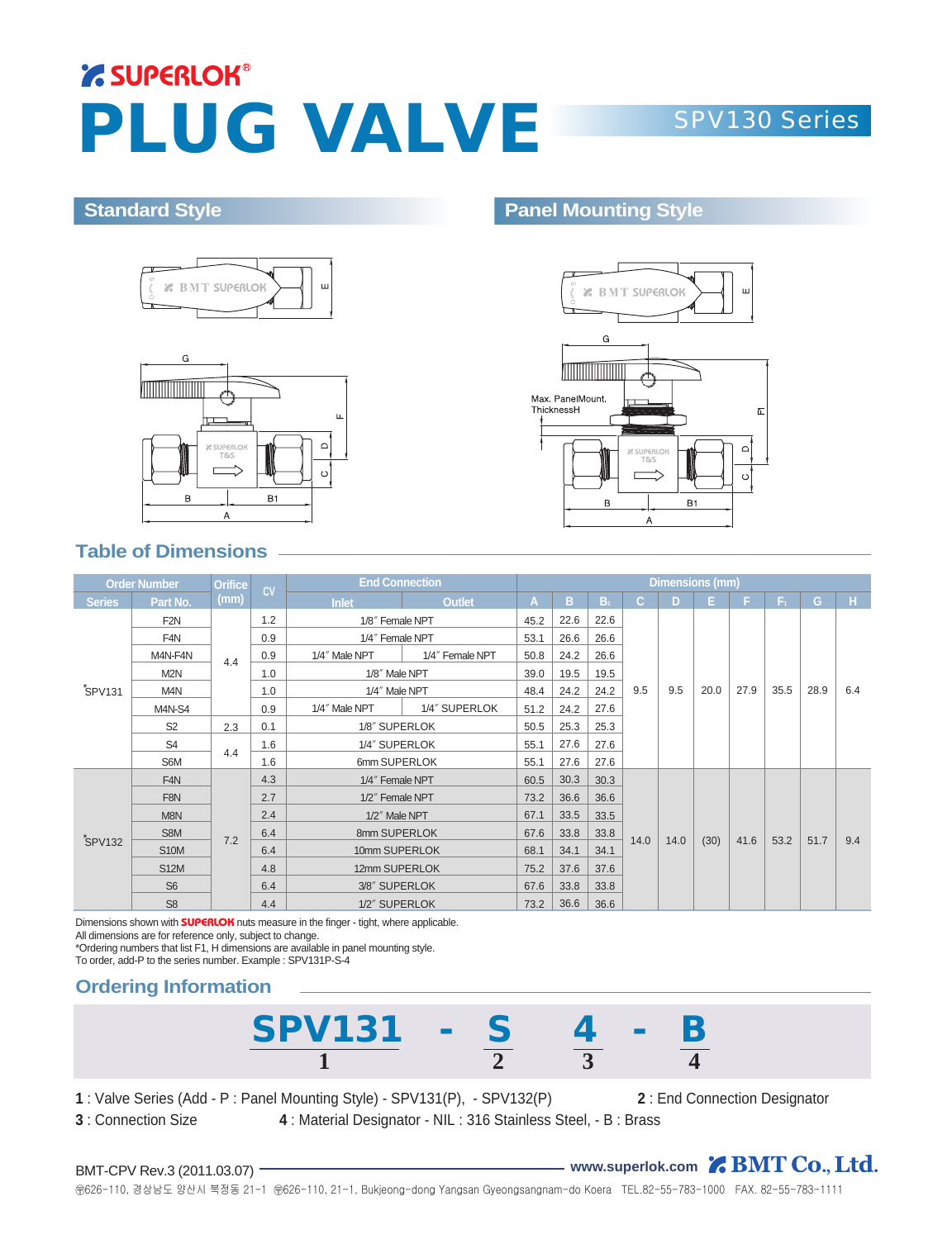# PLUG VALVE

SPV130 Series

## Standard Style

## Panel Mounting Style

## Table of Dimensions

| Order Number | | Orifice (mm) | CV | End Connection | | Dimensions (mm) | | | | | | | | | |
|---|---|---|---|---|---|---|---|---|---|---|---|---|---|---|---|
| Series | Part No. | | | Inlet | Outlet | A | B | $B_1$ | C | D | E | F | $F_1$ | G | H |
| *SPV131 | F2N | 4.4 | 1.2 | 1/8″ Female NPT | | 45.2 | 22.6 | 22.6 | 9.5 | 9.5 | 20.0 | 27.9 | 35.5 | 28.9 | 6.4 |
| | F4N | | 0.9 | 1/4″ Female NPT | | 53.1 | 26.6 | 26.6 | | | | | | | |
| | M4N-F4N | | 0.9 | 1/4″ Male NPT | 1/4″ Female NPT | 50.8 | 24.2 | 26.6 | | | | | | | |
| | M2N | | 1.0 | 1/8″ Male NPT | | 39.0 | 19.5 | 19.5 | | | | | | | |
| | M4N | | 1.0 | 1/4″ Male NPT | | 48.4 | 24.2 | 24.2 | | | | | | | |
| | M4N-S4 | | 0.9 | 1/4″ Male NPT | 1/4″ SUPERLOK | 51.2 | 24.2 | 27.6 | | | | | | | |
| | S2 | 2.3 | 0.1 | 1/8″ SUPERLOK | | 50.5 | 25.3 | 25.3 | | | | | | | |
| | S4 | 4.4 | 1.6 | 1/4″ SUPERLOK | | 55.1 | 27.6 | 27.6 | | | | | | | |
| | S6M | | 1.6 | 6mm SUPERLOK | | 55.1 | 27.6 | 27.6 | | | | | | | |
| *SPV132 | F4N | 7.2 | 4.3 | 1/4″ Female NPT | | 60.5 | 30.3 | 30.3 | 14.0 | 14.0 | (30) | 41.6 | 53.2 | 51.7 | 9.4 |
| | F8N | | 2.7 | 1/2″ Female NPT | | 73.2 | 36.6 | 36.6 | | | | | | | |
| | M8N | | 2.4 | 1/2″ Male NPT | | 67.1 | 33.5 | 33.5 | | | | | | | |
| | S8M | | 6.4 | 8mm SUPERLOK | | 67.6 | 33.8 | 33.8 | | | | | | | |
| | S10M | | 6.4 | 10mm SUPERLOK | | 68.1 | 34.1 | 34.1 | | | | | | | |
| | S12M | | 4.8 | 12mm SUPERLOK | | 75.2 | 37.6 | 37.6 | | | | | | | |
| | S6 | | 6.4 | 3/8″ SUPERLOK | | 67.6 | 33.8 | 33.8 | | | | | | | |
| | S8 | | 4.4 | 1/2″ SUPERLOK | | 73.2 | 36.6 | 36.6 | | | | | | | |

Dimensions shown with SUPERLOK nuts measure in the finger - tight, where applicable.
All dimensions are for reference only, subject to change.
*Ordering numbers that list F1, H dimensions are available in panel mounting style.
To order, add-P to the series number. Example : SPV131P-S-4

## Ordering Information

**SPV131 - S 4 - B**
(1) (2) (3) (4)

**1** : Valve Series (Add - P : Panel Mounting Style) - SPV131(P), - SPV132(P)
**2** : End Connection Designator
**3** : Connection Size
**4** : Material Designator - NIL : 316 Stainless Steel, - B : Brass

BMT-CPV Rev.3 (2011.03.07) www.superlok.com BMT Co., Ltd.

㊦626-110, 경상남도 양산시 북정동 21-1 ㊦626-110, 21-1, Bukjeong-dong Yangsan Gyeongsangnam-do Koera TEL.82-55-783-1000 FAX. 82-55-783-1111